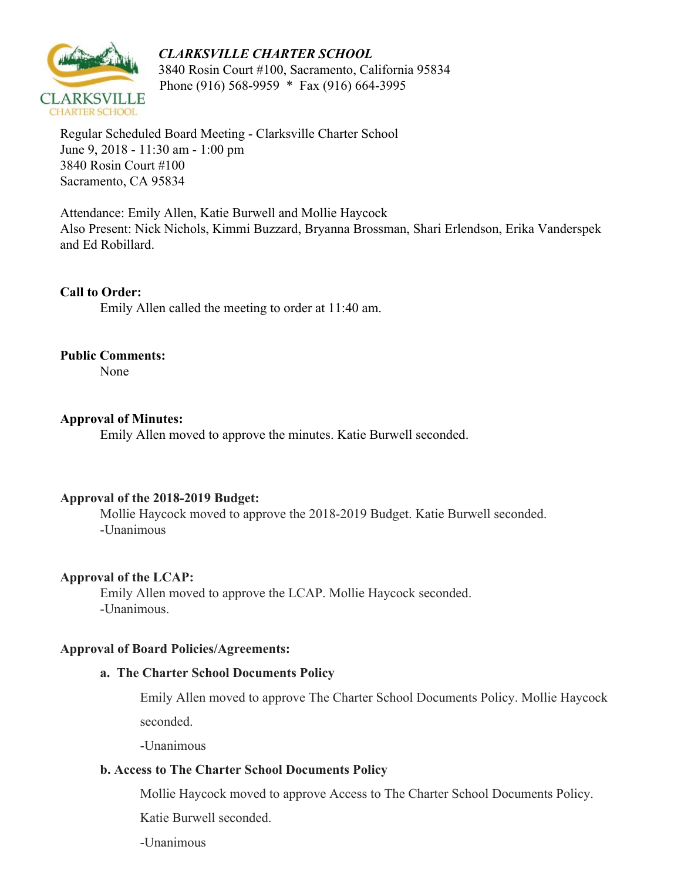***CLARKSVILLE CHARTER SCHOOL***
3840 Rosin Court #100, Sacramento, California 95834
Phone (916) 568-9959 * Fax (916) 664-3995

Regular Scheduled Board Meeting - Clarksville Charter School
June 9, 2018 - 11:30 am - 1:00 pm
3840 Rosin Court #100
Sacramento, CA 95834

Attendance: Emily Allen, Katie Burwell and Mollie Haycock
Also Present: Nick Nichols, Kimmi Buzzard, Bryanna Brossman, Shari Erlendson, Erika Vanderspek and Ed Robillard.

**Call to Order:**

Emily Allen called the meeting to order at 11:40 am.

**Public Comments:**

None

**Approval of Minutes:**

Emily Allen moved to approve the minutes. Katie Burwell seconded.

**Approval of the 2018-2019 Budget:**

Mollie Haycock moved to approve the 2018-2019 Budget. Katie Burwell seconded.
-Unanimous

**Approval of the LCAP:**

Emily Allen moved to approve the LCAP. Mollie Haycock seconded.
-Unanimous.

**Approval of Board Policies/Agreements:**

**a. The Charter School Documents Policy**

Emily Allen moved to approve The Charter School Documents Policy. Mollie Haycock seconded.

-Unanimous

**b. Access to The Charter School Documents Policy**

Mollie Haycock moved to approve Access to The Charter School Documents Policy. Katie Burwell seconded.

-Unanimous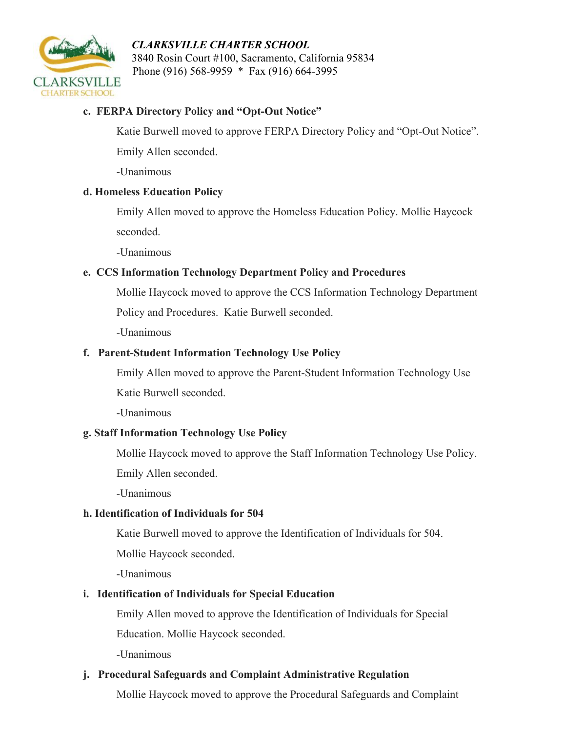**c. FERPA Directory Policy and "Opt-Out Notice"**

Katie Burwell moved to approve FERPA Directory Policy and "Opt-Out Notice". Emily Allen seconded.

-Unanimous

**d. Homeless Education Policy**

Emily Allen moved to approve the Homeless Education Policy. Mollie Haycock seconded.

-Unanimous

**e. CCS Information Technology Department Policy and Procedures**

Mollie Haycock moved to approve the CCS Information Technology Department Policy and Procedures. Katie Burwell seconded.

-Unanimous

**f. Parent-Student Information Technology Use Policy**

Emily Allen moved to approve the Parent-Student Information Technology Use Katie Burwell seconded.

-Unanimous

**g. Staff Information Technology Use Policy**

Mollie Haycock moved to approve the Staff Information Technology Use Policy. Emily Allen seconded.

-Unanimous

**h. Identification of Individuals for 504**

Katie Burwell moved to approve the Identification of Individuals for 504. Mollie Haycock seconded.

-Unanimous

**i. Identification of Individuals for Special Education**

Emily Allen moved to approve the Identification of Individuals for Special Education. Mollie Haycock seconded.

-Unanimous

**j. Procedural Safeguards and Complaint Administrative Regulation**

Mollie Haycock moved to approve the Procedural Safeguards and Complaint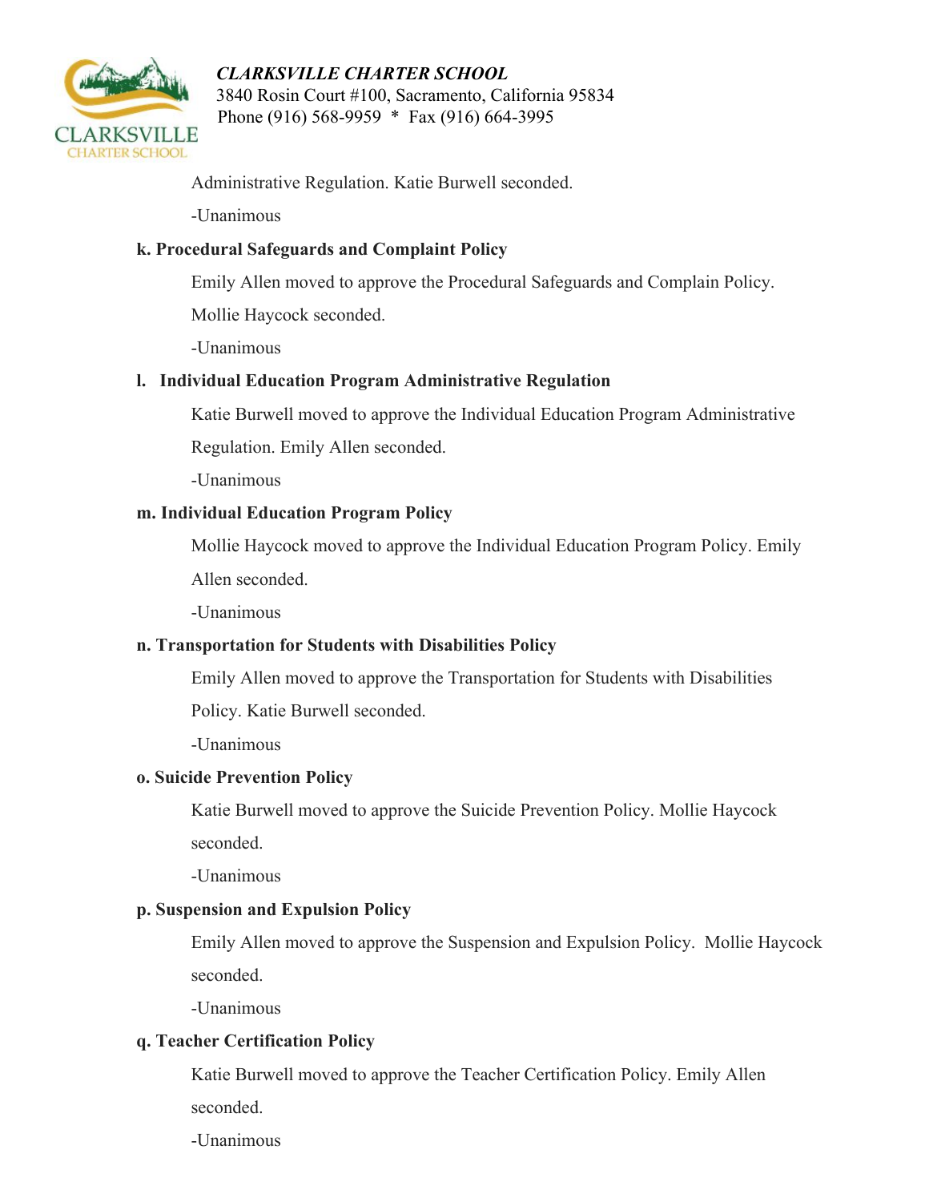Administrative Regulation. Katie Burwell seconded.

-Unanimous

**k. Procedural Safeguards and Complaint Policy**

Emily Allen moved to approve the Procedural Safeguards and Complain Policy. Mollie Haycock seconded.

-Unanimous

**l. Individual Education Program Administrative Regulation**

Katie Burwell moved to approve the Individual Education Program Administrative Regulation. Emily Allen seconded.

-Unanimous

**m. Individual Education Program Policy**

Mollie Haycock moved to approve the Individual Education Program Policy. Emily Allen seconded.

-Unanimous

**n. Transportation for Students with Disabilities Policy**

Emily Allen moved to approve the Transportation for Students with Disabilities Policy. Katie Burwell seconded.

-Unanimous

**o. Suicide Prevention Policy**

Katie Burwell moved to approve the Suicide Prevention Policy. Mollie Haycock seconded.

-Unanimous

**p. Suspension and Expulsion Policy**

Emily Allen moved to approve the Suspension and Expulsion Policy. Mollie Haycock seconded.

-Unanimous

**q. Teacher Certification Policy**

Katie Burwell moved to approve the Teacher Certification Policy. Emily Allen seconded.

-Unanimous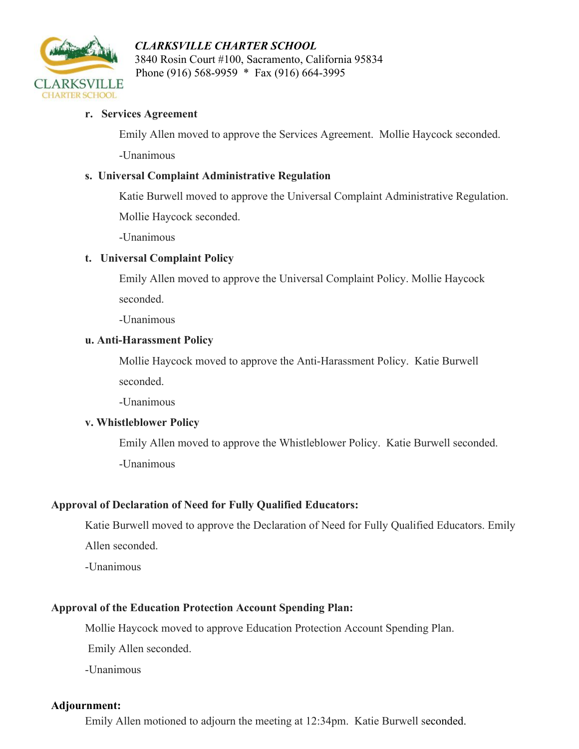**r. Services Agreement**

Emily Allen moved to approve the Services Agreement. Mollie Haycock seconded.

-Unanimous

**s. Universal Complaint Administrative Regulation**

Katie Burwell moved to approve the Universal Complaint Administrative Regulation. Mollie Haycock seconded.

-Unanimous

**t. Universal Complaint Policy**

Emily Allen moved to approve the Universal Complaint Policy. Mollie Haycock seconded.

-Unanimous

**u. Anti-Harassment Policy**

Mollie Haycock moved to approve the Anti-Harassment Policy. Katie Burwell seconded.

-Unanimous

**v. Whistleblower Policy**

Emily Allen moved to approve the Whistleblower Policy. Katie Burwell seconded.

-Unanimous

**Approval of Declaration of Need for Fully Qualified Educators:**

Katie Burwell moved to approve the Declaration of Need for Fully Qualified Educators. Emily Allen seconded.

-Unanimous

**Approval of the Education Protection Account Spending Plan:**

Mollie Haycock moved to approve Education Protection Account Spending Plan. Emily Allen seconded.

-Unanimous

**Adjournment:**

Emily Allen motioned to adjourn the meeting at 12:34pm. Katie Burwell seconded.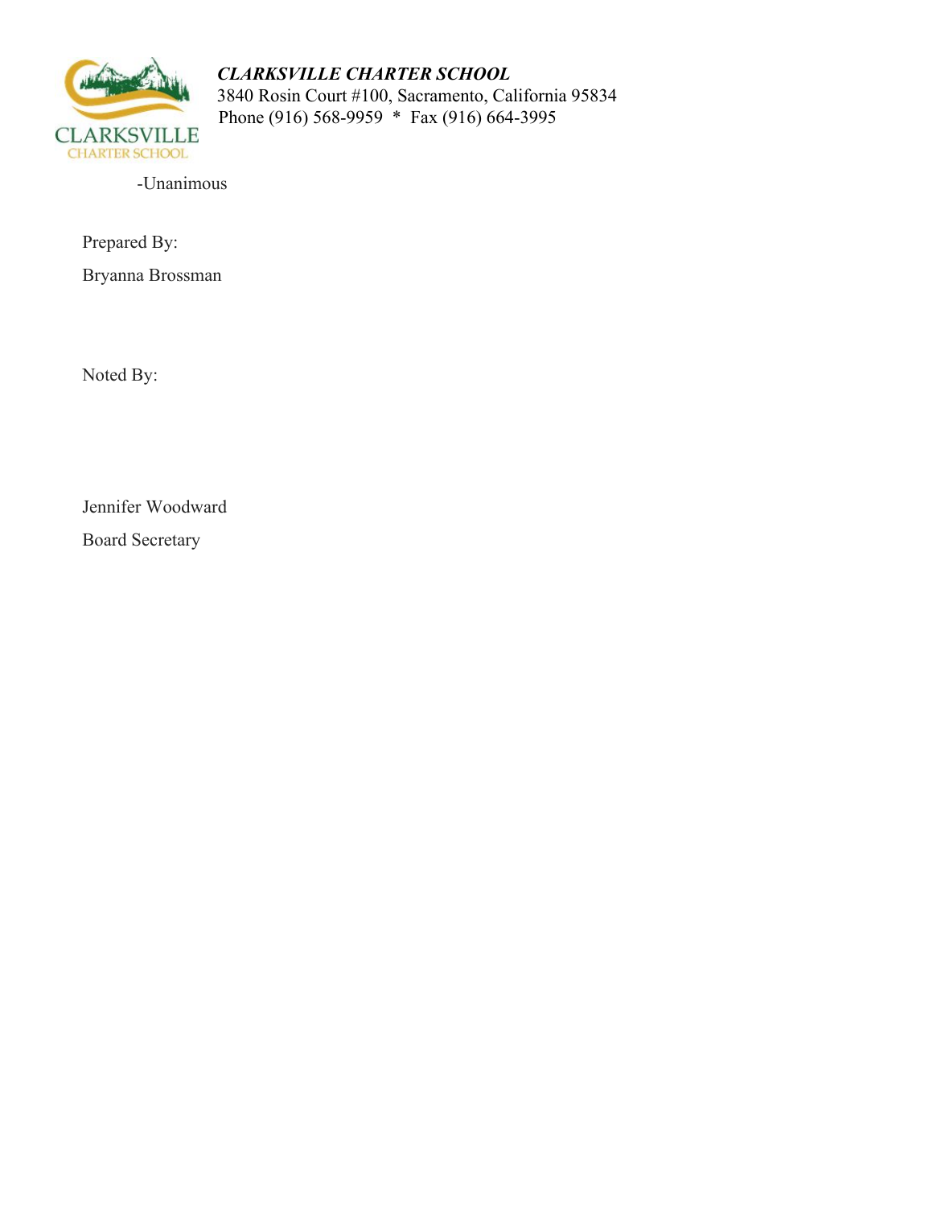***CLARKSVILLE CHARTER SCHOOL***
3840 Rosin Court #100, Sacramento, California 95834
Phone (916) 568-9959 * Fax (916) 664-3995

-Unanimous

Prepared By:

Bryanna Brossman

Noted By:

Jennifer Woodward

Board Secretary